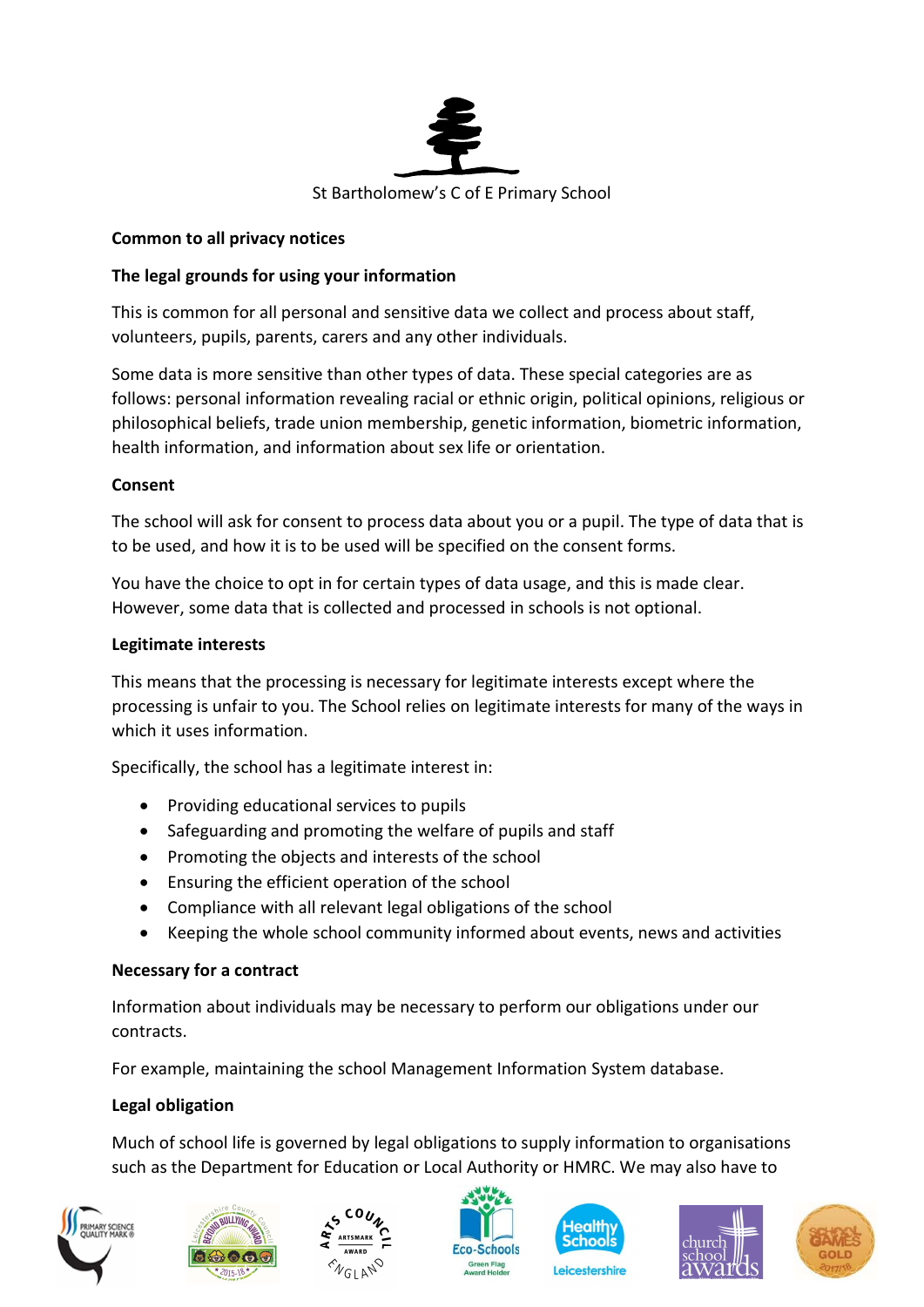St Bartholomew's C of E Primary School

**Common to all privacy notices**

**The legal grounds for using your information**

This is common for all personal and sensitive data we collect and process about staff, volunteers, pupils, parents, carers and any other individuals.

Some data is more sensitive than other types of data. These special categories are as follows: personal information revealing racial or ethnic origin, political opinions, religious or philosophical beliefs, trade union membership, genetic information, biometric information, health information, and information about sex life or orientation.

**Consent**

The school will ask for consent to process data about you or a pupil. The type of data that is to be used, and how it is to be used will be specified on the consent forms.

You have the choice to opt in for certain types of data usage, and this is made clear. However, some data that is collected and processed in schools is not optional.

**Legitimate interests**

This means that the processing is necessary for legitimate interests except where the processing is unfair to you. The School relies on legitimate interests for many of the ways in which it uses information.

Specifically, the school has a legitimate interest in:

- Providing educational services to pupils
- Safeguarding and promoting the welfare of pupils and staff
- Promoting the objects and interests of the school
- Ensuring the efficient operation of the school
- Compliance with all relevant legal obligations of the school
- Keeping the whole school community informed about events, news and activities

**Necessary for a contract**

Information about individuals may be necessary to perform our obligations under our contracts.

For example, maintaining the school Management Information System database.

**Legal obligation**

Much of school life is governed by legal obligations to supply information to organisations such as the Department for Education or Local Authority or HMRC. We may also have to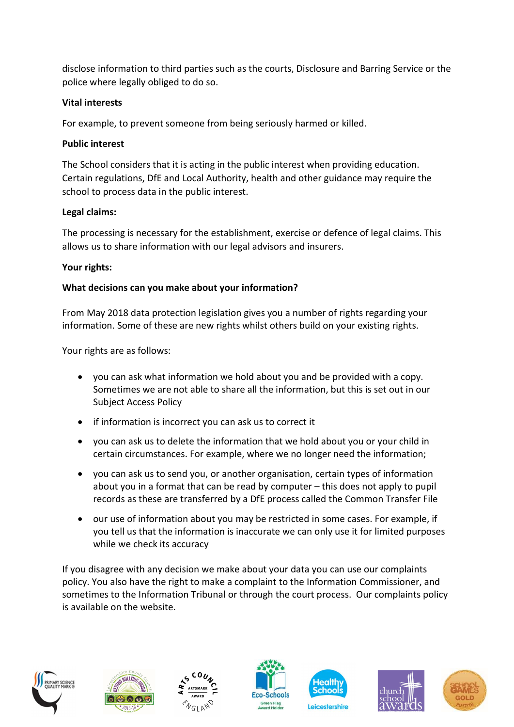disclose information to third parties such as the courts, Disclosure and Barring Service or the police where legally obliged to do so.

**Vital interests**

For example, to prevent someone from being seriously harmed or killed.

**Public interest**

The School considers that it is acting in the public interest when providing education. Certain regulations, DfE and Local Authority, health and other guidance may require the school to process data in the public interest.

**Legal claims:**

The processing is necessary for the establishment, exercise or defence of legal claims. This allows us to share information with our legal advisors and insurers.

**Your rights:**

**What decisions can you make about your information?**

From May 2018 data protection legislation gives you a number of rights regarding your information. Some of these are new rights whilst others build on your existing rights.

Your rights are as follows:

- you can ask what information we hold about you and be provided with a copy. Sometimes we are not able to share all the information, but this is set out in our Subject Access Policy
- if information is incorrect you can ask us to correct it
- you can ask us to delete the information that we hold about you or your child in certain circumstances. For example, where we no longer need the information;
- you can ask us to send you, or another organisation, certain types of information about you in a format that can be read by computer – this does not apply to pupil records as these are transferred by a DfE process called the Common Transfer File
- our use of information about you may be restricted in some cases. For example, if you tell us that the information is inaccurate we can only use it for limited purposes while we check its accuracy

If you disagree with any decision we make about your data you can use our complaints policy. You also have the right to make a complaint to the Information Commissioner, and sometimes to the Information Tribunal or through the court process. Our complaints policy is available on the website.